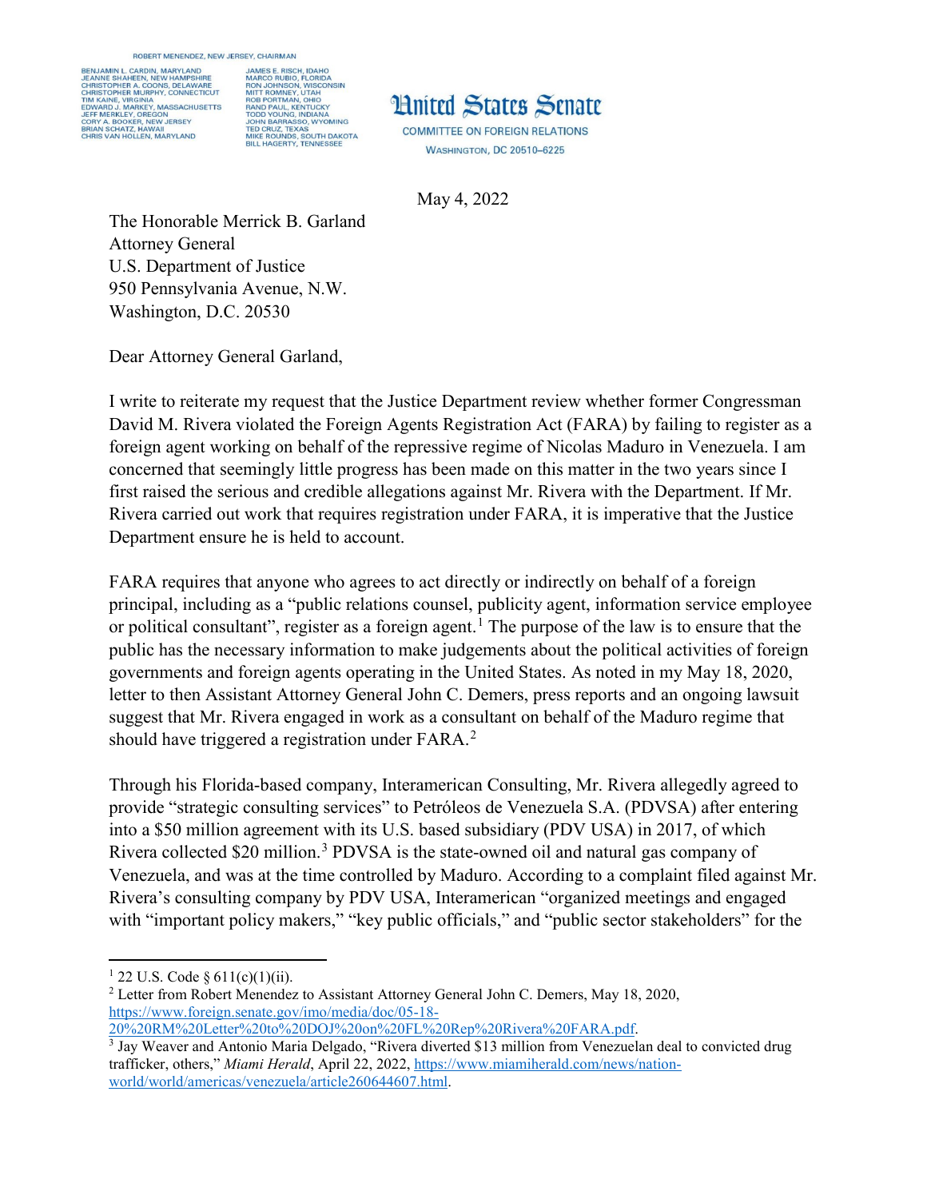ROBERT MENENDEZ, NEW JERSEY, CHAIRMAN

BENJAMIN L. CARDIN, MARYLAND
JEANNE SHAHEEN, NEW HAMPSHIRE
CHRISTOPHER A. COONS, DELAWARE
CHRISTOPHER MURPHY, CONNECTICUT
TIM KAINE, VIRGINIA
EDWARD J. MARKEY, MASSACHUSETTS
JEFF MERKLEY, OREGON
CORY A. BOOKER, NEW JERSEY
BRIAN SCHATZ, HAWAII
CHRIS VAN HOLLEN, MARYLAND

JAMES E. RISCH, IDAHO
MARCO RUBIO, FLORIDA
RON JOHNSON, WISCONSIN
MITT ROMNEY, UTAH
ROB PORTMAN, OHIO
RAND PAUL, KENTUCKY
TODD YOUNG, INDIANA
JOHN BARRASSO, WYOMING
TED CRUZ, TEXAS
MIKE ROUNDS, SOUTH DAKOTA
BILL HAGERTY, TENNESSEE

**United States Senate**

COMMITTEE ON FOREIGN RELATIONS

WASHINGTON, DC 20510–6225

May 4, 2022

The Honorable Merrick B. Garland
Attorney General
U.S. Department of Justice
950 Pennsylvania Avenue, N.W.
Washington, D.C. 20530

Dear Attorney General Garland,

I write to reiterate my request that the Justice Department review whether former Congressman David M. Rivera violated the Foreign Agents Registration Act (FARA) by failing to register as a foreign agent working on behalf of the repressive regime of Nicolas Maduro in Venezuela. I am concerned that seemingly little progress has been made on this matter in the two years since I first raised the serious and credible allegations against Mr. Rivera with the Department. If Mr. Rivera carried out work that requires registration under FARA, it is imperative that the Justice Department ensure he is held to account.

FARA requires that anyone who agrees to act directly or indirectly on behalf of a foreign principal, including as a "public relations counsel, publicity agent, information service employee or political consultant", register as a foreign agent.[1] The purpose of the law is to ensure that the public has the necessary information to make judgements about the political activities of foreign governments and foreign agents operating in the United States. As noted in my May 18, 2020, letter to then Assistant Attorney General John C. Demers, press reports and an ongoing lawsuit suggest that Mr. Rivera engaged in work as a consultant on behalf of the Maduro regime that should have triggered a registration under FARA.[2]

Through his Florida-based company, Interamerican Consulting, Mr. Rivera allegedly agreed to provide "strategic consulting services" to Petróleos de Venezuela S.A. (PDVSA) after entering into a $50 million agreement with its U.S. based subsidiary (PDV USA) in 2017, of which Rivera collected $20 million.[3] PDVSA is the state-owned oil and natural gas company of Venezuela, and was at the time controlled by Maduro. According to a complaint filed against Mr. Rivera's consulting company by PDV USA, Interamerican "organized meetings and engaged with "important policy makers," "key public officials," and "public sector stakeholders" for the

---

[1] 22 U.S. Code § 611(c)(1)(ii).

[2] Letter from Robert Menendez to Assistant Attorney General John C. Demers, May 18, 2020, https://www.foreign.senate.gov/imo/media/doc/05-18-20%20RM%20Letter%20to%20DOJ%20on%20FL%20Rep%20Rivera%20FARA.pdf.

[3] Jay Weaver and Antonio Maria Delgado, "Rivera diverted $13 million from Venezuelan deal to convicted drug trafficker, others," *Miami Herald*, April 22, 2022, https://www.miamiherald.com/news/nation-world/world/americas/venezuela/article260644607.html.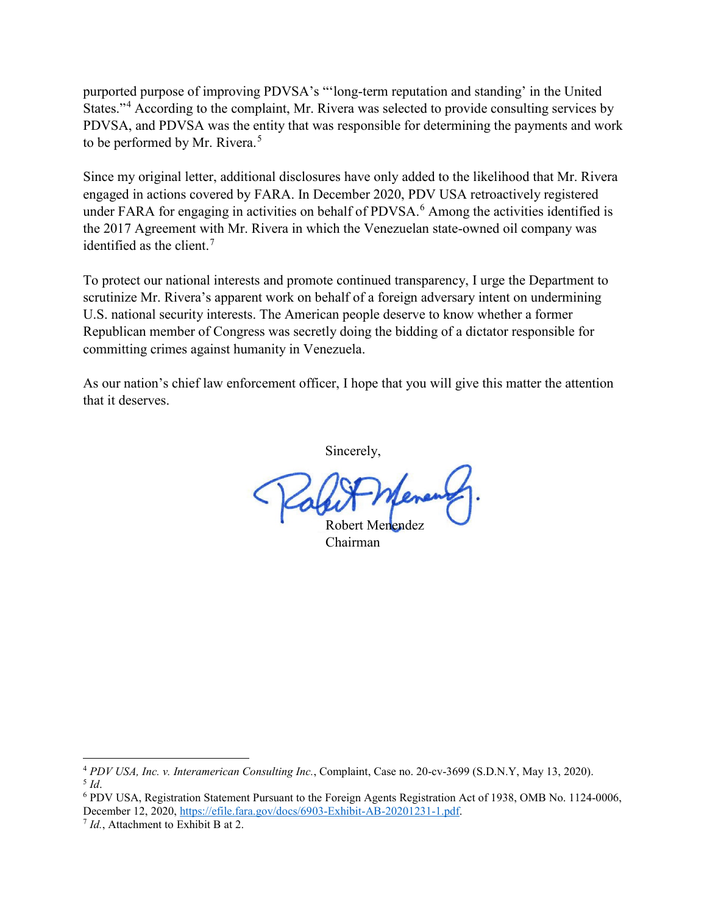purported purpose of improving PDVSA's "'long-term reputation and standing' in the United States."[4] According to the complaint, Mr. Rivera was selected to provide consulting services by PDVSA, and PDVSA was the entity that was responsible for determining the payments and work to be performed by Mr. Rivera.[5]

Since my original letter, additional disclosures have only added to the likelihood that Mr. Rivera engaged in actions covered by FARA. In December 2020, PDV USA retroactively registered under FARA for engaging in activities on behalf of PDVSA.[6] Among the activities identified is the 2017 Agreement with Mr. Rivera in which the Venezuelan state-owned oil company was identified as the client.[7]

To protect our national interests and promote continued transparency, I urge the Department to scrutinize Mr. Rivera's apparent work on behalf of a foreign adversary intent on undermining U.S. national security interests. The American people deserve to know whether a former Republican member of Congress was secretly doing the bidding of a dictator responsible for committing crimes against humanity in Venezuela.

As our nation's chief law enforcement officer, I hope that you will give this matter the attention that it deserves.

Sincerely,

Robert Menendez
Chairman

---

[4] *PDV USA, Inc. v. Interamerican Consulting Inc.*, Complaint, Case no. 20-cv-3699 (S.D.N.Y, May 13, 2020).

[5] *Id*.

[6] PDV USA, Registration Statement Pursuant to the Foreign Agents Registration Act of 1938, OMB No. 1124-0006, December 12, 2020, https://efile.fara.gov/docs/6903-Exhibit-AB-20201231-1.pdf.

[7] *Id.*, Attachment to Exhibit B at 2.